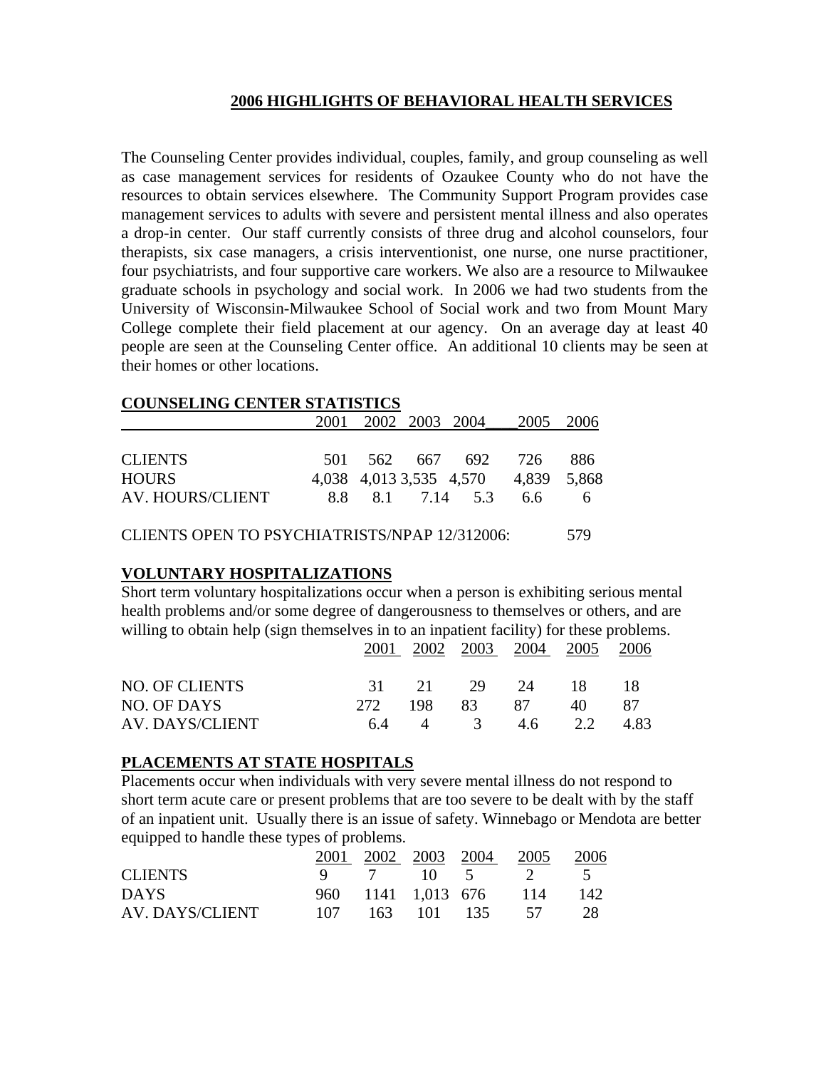# 2006 HIGHLIGHTS OF BEHAVIORAL HEALTH SERVICES

The Counseling Center provides individual, couples, family, and group counseling as well as case management services for residents of Ozaukee County who do not have the resources to obtain services elsewhere. The Community Support Program provides case management services to adults with severe and persistent mental illness and also operates a drop-in center. Our staff currently consists of three drug and alcohol counselors, four therapists, six case managers, a crisis interventionist, one nurse, one nurse practitioner, four psychiatrists, and four supportive care workers. We also are a resource to Milwaukee graduate schools in psychology and social work. In 2006 we had two students from the University of Wisconsin-Milwaukee School of Social work and two from Mount Mary College complete their field placement at our agency. On an average day at least 40 people are seen at the Counseling Center office. An additional 10 clients may be seen at their homes or other locations.

## COUNSELING CENTER STATISTICS

| | 2001 | 2002 | 2003 | 2004 | 2005 | 2006 |
|---|---|---|---|---|---|---|
| CLIENTS | 501 | 562 | 667 | 692 | 726 | 886 |
| HOURS | 4,038 | 4,013 | 3,535 | 4,570 | 4,839 | 5,868 |
| AV. HOURS/CLIENT | 8.8 | 8.1 | 7.14 | 5.3 | 6.6 | 6 |

CLIENTS OPEN TO PSYCHIATRISTS/NPAP 12/312006: 579

## VOLUNTARY HOSPITALIZATIONS

Short term voluntary hospitalizations occur when a person is exhibiting serious mental health problems and/or some degree of dangerousness to themselves or others, and are willing to obtain help (sign themselves in to an inpatient facility) for these problems.

| | 2001 | 2002 | 2003 | 2004 | 2005 | 2006 |
|---|---|---|---|---|---|---|
| NO. OF CLIENTS | 31 | 21 | 29 | 24 | 18 | 18 |
| NO. OF DAYS | 272 | 198 | 83 | 87 | 40 | 87 |
| AV. DAYS/CLIENT | 6.4 | 4 | 3 | 4.6 | 2.2 | 4.83 |

## PLACEMENTS AT STATE HOSPITALS

Placements occur when individuals with very severe mental illness do not respond to short term acute care or present problems that are too severe to be dealt with by the staff of an inpatient unit. Usually there is an issue of safety. Winnebago or Mendota are better equipped to handle these types of problems.

| | 2001 | 2002 | 2003 | 2004 | 2005 | 2006 |
|---|---|---|---|---|---|---|
| CLIENTS | 9 | 7 | 10 | 5 | 2 | 5 |
| DAYS | 960 | 1141 | 1,013 | 676 | 114 | 142 |
| AV. DAYS/CLIENT | 107 | 163 | 101 | 135 | 57 | 28 |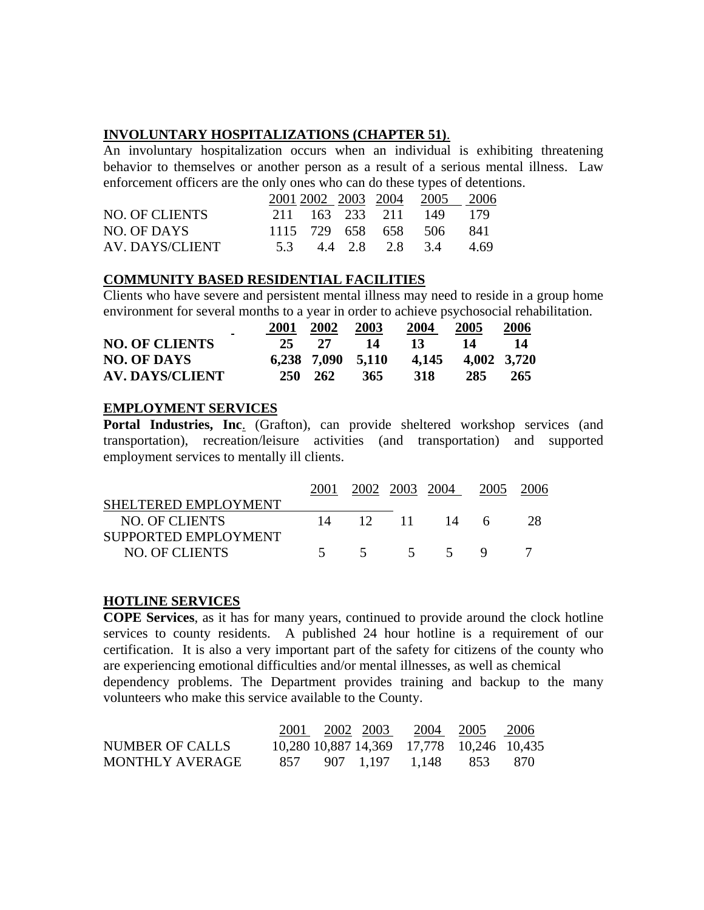**INVOLUNTARY HOSPITALIZATIONS (CHAPTER 51)**.

An involuntary hospitalization occurs when an individual is exhibiting threatening behavior to themselves or another person as a result of a serious mental illness. Law enforcement officers are the only ones who can do these types of detentions.

| | 2001 | 2002 | 2003 | 2004 | 2005 | 2006 |
|---|---|---|---|---|---|---|
| NO. OF CLIENTS | 211 | 163 | 233 | 211 | 149 | 179 |
| NO. OF DAYS | 1115 | 729 | 658 | 658 | 506 | 841 |
| AV. DAYS/CLIENT | 5.3 | 4.4 | 2.8 | 2.8 | 3.4 | 4.69 |

**COMMUNITY BASED RESIDENTIAL FACILITIES**

Clients who have severe and persistent mental illness may need to reside in a group home environment for several months to a year in order to achieve psychosocial rehabilitation.

| | **2001** | **2002** | **2003** | **2004** | **2005** | **2006** |
|---|---|---|---|---|---|---|
| **NO. OF CLIENTS** | **25** | **27** | **14** | **13** | **14** | **14** |
| **NO. OF DAYS** | **6,238** | **7,090** | **5,110** | **4,145** | **4,002** | **3,720** |
| **AV. DAYS/CLIENT** | **250** | **262** | **365** | **318** | **285** | **265** |

**EMPLOYMENT SERVICES**

**Portal Industries, Inc**. (Grafton), can provide sheltered workshop services (and transportation), recreation/leisure activities (and transportation) and supported employment services to mentally ill clients.

| | 2001 | 2002 | 2003 | 2004 | 2005 | 2006 |
|---|---|---|---|---|---|---|
| SHELTERED EMPLOYMENT | | | | | | |
| NO. OF CLIENTS | 14 | 12 | 11 | 14 | 6 | 28 |
| SUPPORTED EMPLOYMENT | | | | | | |
| NO. OF CLIENTS | 5 | 5 | 5 | 5 | 9 | 7 |

**HOTLINE SERVICES**

**COPE Services**, as it has for many years, continued to provide around the clock hotline services to county residents. A published 24 hour hotline is a requirement of our certification. It is also a very important part of the safety for citizens of the county who are experiencing emotional difficulties and/or mental illnesses, as well as chemical dependency problems. The Department provides training and backup to the many volunteers who make this service available to the County.

| | 2001 | 2002 | 2003 | 2004 | 2005 | 2006 |
|---|---|---|---|---|---|---|
| NUMBER OF CALLS | 10,280 | 10,887 | 14,369 | 17,778 | 10,246 | 10,435 |
| MONTHLY AVERAGE | 857 | 907 | 1,197 | 1,148 | 853 | 870 |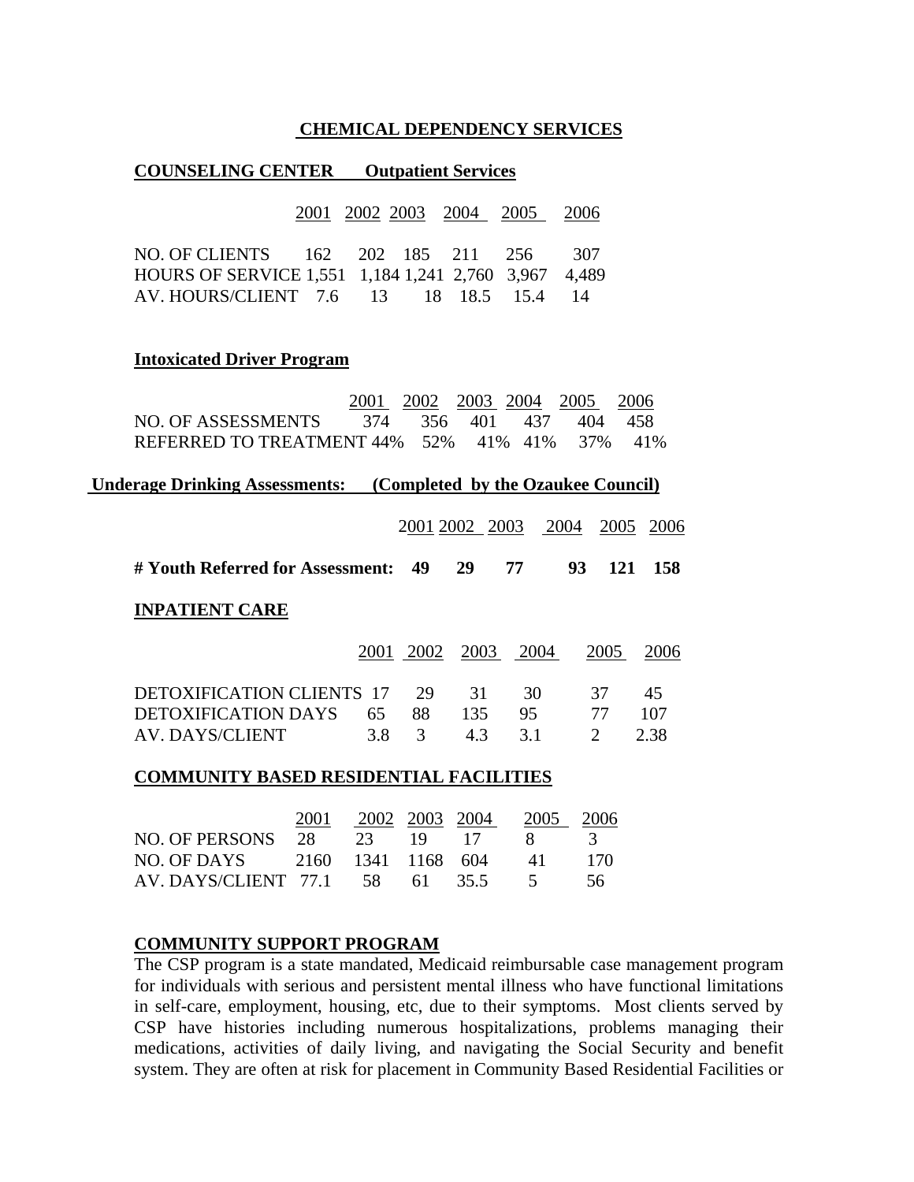# CHEMICAL DEPENDENCY SERVICES

## COUNSELING CENTER Outpatient Services

| | 2001 | 2002 | 2003 | 2004 | 2005 | 2006 |
|---|---|---|---|---|---|---|
| NO. OF CLIENTS | 162 | 202 | 185 | 211 | 256 | 307 |
| HOURS OF SERVICE | 1,551 | 1,184 | 1,241 | 2,760 | 3,967 | 4,489 |
| AV. HOURS/CLIENT | 7.6 | 13 | 18 | 18.5 | 15.4 | 14 |

## Intoxicated Driver Program

| | 2001 | 2002 | 2003 | 2004 | 2005 | 2006 |
|---|---|---|---|---|---|---|
| NO. OF ASSESSMENTS | 374 | 356 | 401 | 437 | 404 | 458 |
| REFERRED TO TREATMENT | 44% | 52% | 41% | 41% | 37% | 41% |

## Underage Drinking Assessments: (Completed by the Ozaukee Council)

| | 2001 | 2002 | 2003 | 2004 | 2005 | 2006 |
|---|---|---|---|---|---|---|
| **# Youth Referred for Assessment:** | **49** | **29** | **77** | **93** | **121** | **158** |

## INPATIENT CARE

| | 2001 | 2002 | 2003 | 2004 | 2005 | 2006 |
|---|---|---|---|---|---|---|
| DETOXIFICATION CLIENTS | 17 | 29 | 31 | 30 | 37 | 45 |
| DETOXIFICATION DAYS | 65 | 88 | 135 | 95 | 77 | 107 |
| AV. DAYS/CLIENT | 3.8 | 3 | 4.3 | 3.1 | 2 | 2.38 |

## COMMUNITY BASED RESIDENTIAL FACILITIES

| | 2001 | 2002 | 2003 | 2004 | 2005 | 2006 |
|---|---|---|---|---|---|---|
| NO. OF PERSONS | 28 | 23 | 19 | 17 | 8 | 3 |
| NO. OF DAYS | 2160 | 1341 | 1168 | 604 | 41 | 170 |
| AV. DAYS/CLIENT | 77.1 | 58 | 61 | 35.5 | 5 | 56 |

## COMMUNITY SUPPORT PROGRAM

The CSP program is a state mandated, Medicaid reimbursable case management program for individuals with serious and persistent mental illness who have functional limitations in self-care, employment, housing, etc, due to their symptoms. Most clients served by CSP have histories including numerous hospitalizations, problems managing their medications, activities of daily living, and navigating the Social Security and benefit system. They are often at risk for placement in Community Based Residential Facilities or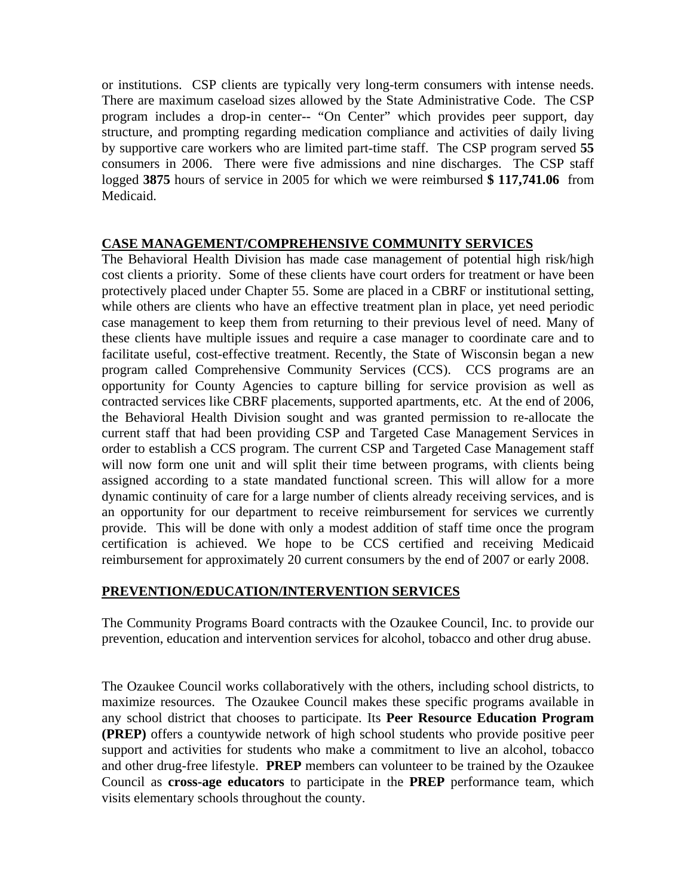or institutions. CSP clients are typically very long-term consumers with intense needs. There are maximum caseload sizes allowed by the State Administrative Code. The CSP program includes a drop-in center-- "On Center" which provides peer support, day structure, and prompting regarding medication compliance and activities of daily living by supportive care workers who are limited part-time staff. The CSP program served **55** consumers in 2006. There were five admissions and nine discharges. The CSP staff logged **3875** hours of service in 2005 for which we were reimbursed **$ 117,741.06** from Medicaid.

## CASE MANAGEMENT/COMPREHENSIVE COMMUNITY SERVICES

The Behavioral Health Division has made case management of potential high risk/high cost clients a priority. Some of these clients have court orders for treatment or have been protectively placed under Chapter 55. Some are placed in a CBRF or institutional setting, while others are clients who have an effective treatment plan in place, yet need periodic case management to keep them from returning to their previous level of need. Many of these clients have multiple issues and require a case manager to coordinate care and to facilitate useful, cost-effective treatment. Recently, the State of Wisconsin began a new program called Comprehensive Community Services (CCS). CCS programs are an opportunity for County Agencies to capture billing for service provision as well as contracted services like CBRF placements, supported apartments, etc. At the end of 2006, the Behavioral Health Division sought and was granted permission to re-allocate the current staff that had been providing CSP and Targeted Case Management Services in order to establish a CCS program. The current CSP and Targeted Case Management staff will now form one unit and will split their time between programs, with clients being assigned according to a state mandated functional screen. This will allow for a more dynamic continuity of care for a large number of clients already receiving services, and is an opportunity for our department to receive reimbursement for services we currently provide. This will be done with only a modest addition of staff time once the program certification is achieved. We hope to be CCS certified and receiving Medicaid reimbursement for approximately 20 current consumers by the end of 2007 or early 2008.

## PREVENTION/EDUCATION/INTERVENTION SERVICES

The Community Programs Board contracts with the Ozaukee Council, Inc. to provide our prevention, education and intervention services for alcohol, tobacco and other drug abuse.

The Ozaukee Council works collaboratively with the others, including school districts, to maximize resources. The Ozaukee Council makes these specific programs available in any school district that chooses to participate. Its **Peer Resource Education Program (PREP)** offers a countywide network of high school students who provide positive peer support and activities for students who make a commitment to live an alcohol, tobacco and other drug-free lifestyle. **PREP** members can volunteer to be trained by the Ozaukee Council as **cross-age educators** to participate in the **PREP** performance team, which visits elementary schools throughout the county.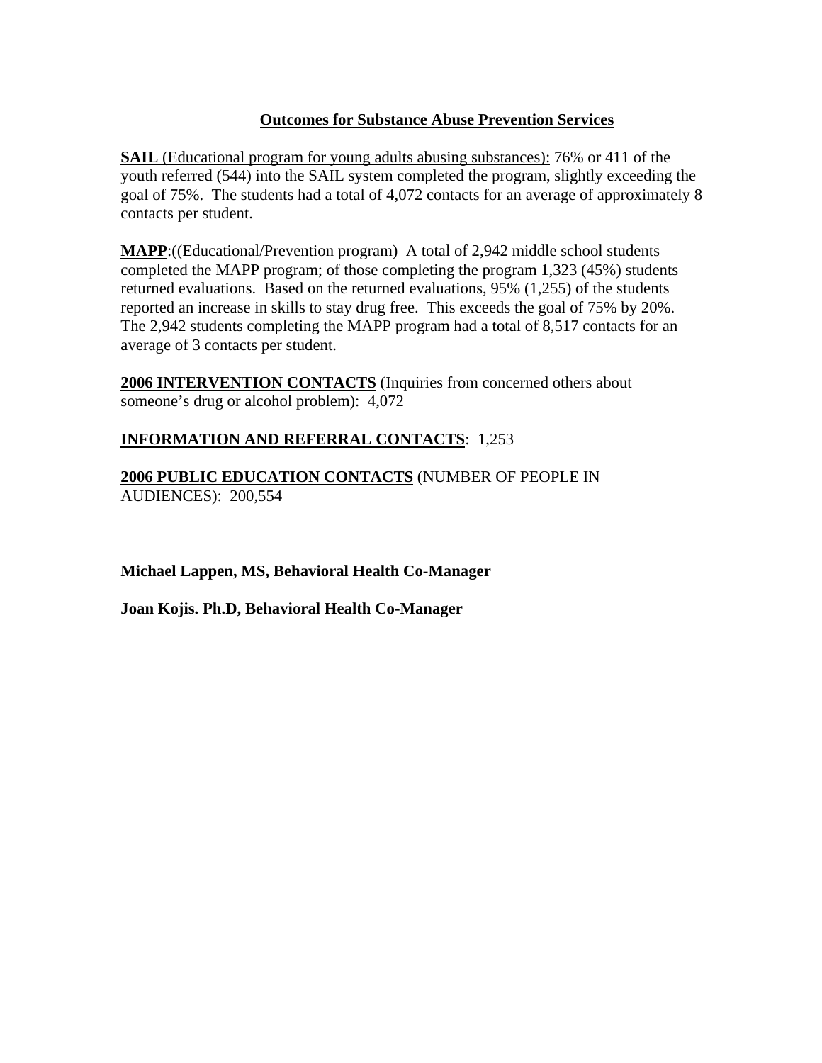## Outcomes for Substance Abuse Prevention Services

**SAIL** (Educational program for young adults abusing substances): 76% or 411 of the youth referred (544) into the SAIL system completed the program, slightly exceeding the goal of 75%. The students had a total of 4,072 contacts for an average of approximately 8 contacts per student.

**MAPP**:((Educational/Prevention program) A total of 2,942 middle school students completed the MAPP program; of those completing the program 1,323 (45%) students returned evaluations. Based on the returned evaluations, 95% (1,255) of the students reported an increase in skills to stay drug free. This exceeds the goal of 75% by 20%. The 2,942 students completing the MAPP program had a total of 8,517 contacts for an average of 3 contacts per student.

**2006 INTERVENTION CONTACTS** (Inquiries from concerned others about someone's drug or alcohol problem): 4,072

**INFORMATION AND REFERRAL CONTACTS**: 1,253

**2006 PUBLIC EDUCATION CONTACTS** (NUMBER OF PEOPLE IN AUDIENCES): 200,554

**Michael Lappen, MS, Behavioral Health Co-Manager**

**Joan Kojis. Ph.D, Behavioral Health Co-Manager**